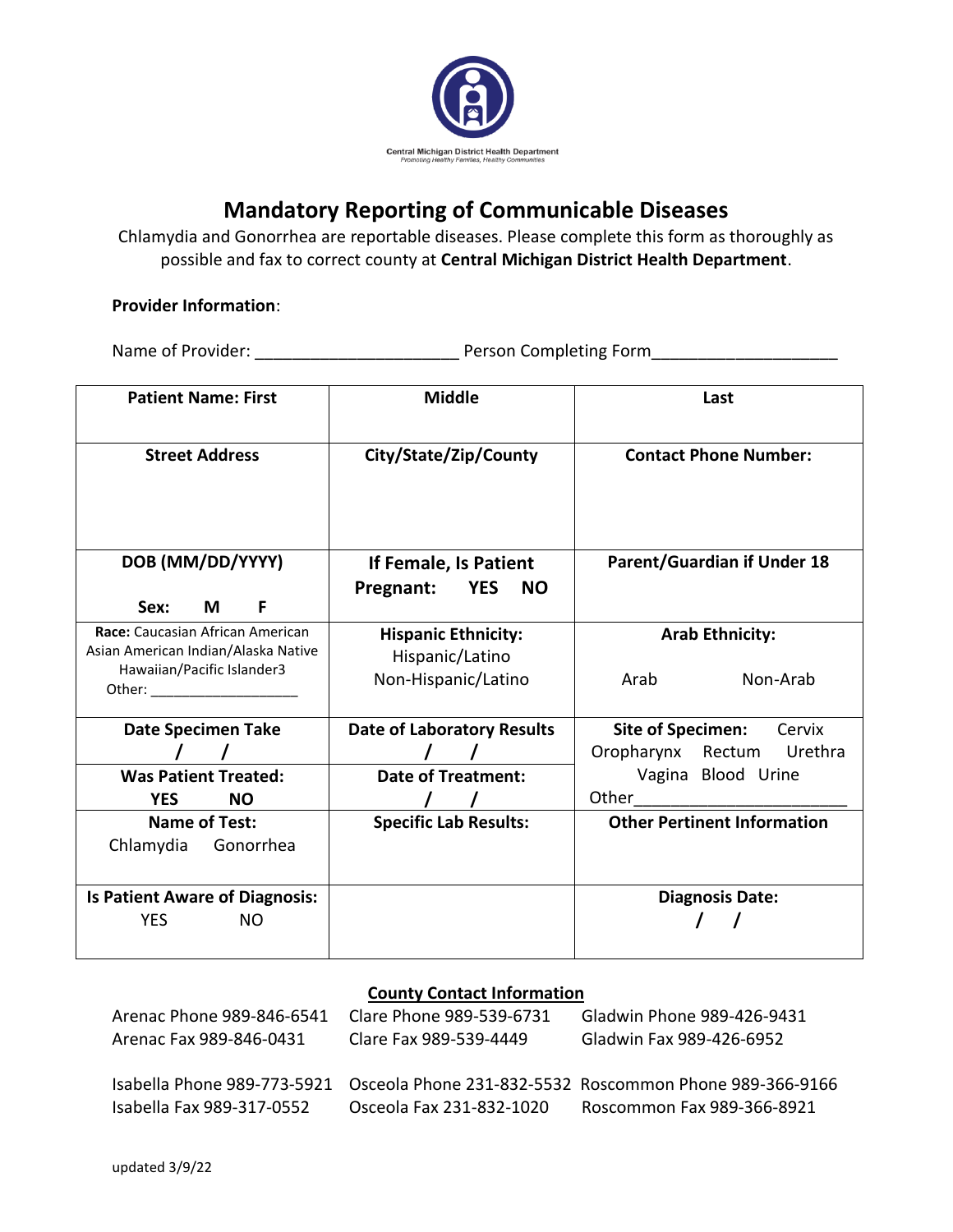Central Michigan District Health Department
*Promoting Healthy Families, Healthy Communities*

# Mandatory Reporting of Communicable Diseases

Chlamydia and Gonorrhea are reportable diseases. Please complete this form as thoroughly as possible and fax to correct county at **Central Michigan District Health Department**.

**Provider Information**:

Name of Provider: ______________________ Person Completing Form____________________

| **Patient Name: First** | **Middle** | **Last** |
|---|---|---|
| **Street Address** | **City/State/Zip/County** | **Contact Phone Number:** |
| **DOB (MM/DD/YYYY)**<br><br>**Sex: M F** | **If Female, Is Patient Pregnant: YES NO** | **Parent/Guardian if Under 18** |
| **Race:** Caucasian African American Asian American Indian/Alaska Native Hawaiian/Pacific Islander3<br>Other: ___________________ | **Hispanic Ethnicity:**<br>Hispanic/Latino<br>Non-Hispanic/Latino | **Arab Ethnicity:**<br><br>Arab Non-Arab |
| **Date Specimen Take**<br>**/ /** | **Date of Laboratory Results**<br>**/ /** | **Site of Specimen:** Cervix Oropharynx Rectum Urethra Vagina Blood Urine<br>Other_______________________ |
| **Was Patient Treated:**<br>**YES NO** | **Date of Treatment:**<br>**/ /** | |
| **Name of Test:**<br>Chlamydia Gonorrhea | **Specific Lab Results:** | **Other Pertinent Information** |
| **Is Patient Aware of Diagnosis:**<br>YES NO | | **Diagnosis Date:**<br>**/ /** |

**County Contact Information**

| | | |
|---|---|---|
| Arenac Phone 989-846-6541 | Clare Phone 989-539-6731 | Gladwin Phone 989-426-9431 |
| Arenac Fax 989-846-0431 | Clare Fax 989-539-4449 | Gladwin Fax 989-426-6952 |
| Isabella Phone 989-773-5921 | Osceola Phone 231-832-5532 | Roscommon Phone 989-366-9166 |
| Isabella Fax 989-317-0552 | Osceola Fax 231-832-1020 | Roscommon Fax 989-366-8921 |

updated 3/9/22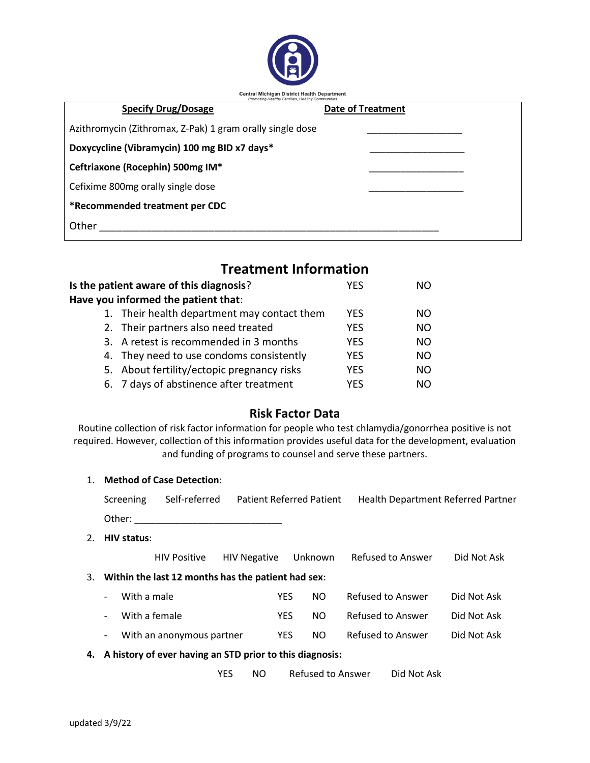Central Michigan District Health Department
Promoting Healthy Families, Healthy Communities

| **Specify Drug/Dosage** | **Date of Treatment** |
|---|---|
| Azithromycin (Zithromax, Z-Pak) 1 gram orally single dose | __________________ |
| **Doxycycline (Vibramycin) 100 mg BID x7 days*** | __________________ |
| **Ceftriaxone (Rocephin) 500mg IM*** | __________________ |
| Cefixime 800mg orally single dose | __________________ |
| **\*Recommended treatment per CDC** | |
| Other ____________________________________________________________ | |

## Treatment Information

| | | |
|---|---|---|
| **Is the patient aware of this diagnosis**? | YES | NO |
| **Have you informed the patient that**: | | |
| 1. Their health department may contact them | YES | NO |
| 2. Their partners also need treated | YES | NO |
| 3. A retest is recommended in 3 months | YES | NO |
| 4. They need to use condoms consistently | YES | NO |
| 5. About fertility/ectopic pregnancy risks | YES | NO |
| 6. 7 days of abstinence after treatment | YES | NO |

### Risk Factor Data

Routine collection of risk factor information for people who test chlamydia/gonorrhea positive is not required. However, collection of this information provides useful data for the development, evaluation and funding of programs to counsel and serve these partners.

1. **Method of Case Detection**:

   Screening    Self-referred    Patient Referred Patient    Health Department Referred Partner

   Other: ____________________________

2. **HIV status**:

   HIV Positive    HIV Negative    Unknown    Refused to Answer    Did Not Ask

3. **Within the last 12 months has the patient had sex**:

| | | | | |
|---|---|---|---|---|
| - With a male | YES | NO | Refused to Answer | Did Not Ask |
| - With a female | YES | NO | Refused to Answer | Did Not Ask |
| - With an anonymous partner | YES | NO | Refused to Answer | Did Not Ask |

4. **A history of ever having an STD prior to this diagnosis:**

   YES    NO    Refused to Answer    Did Not Ask

updated 3/9/22